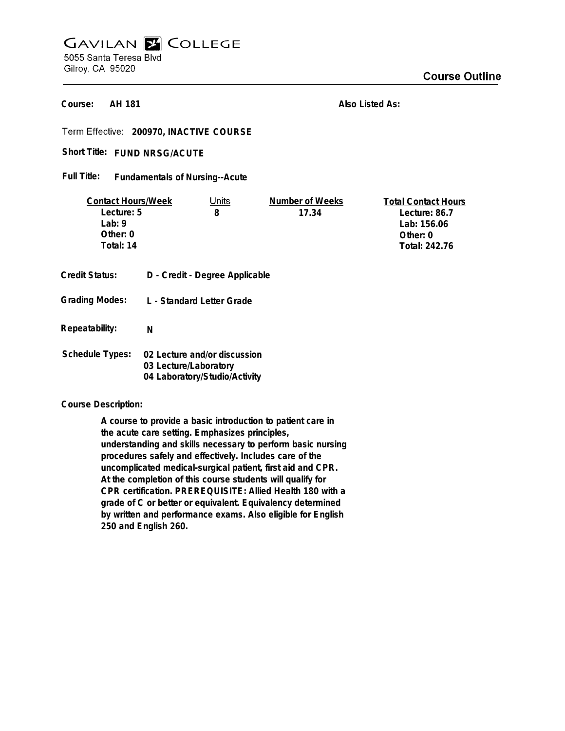# Gavilan College

5055 Santa Teresa Blvd
Gilroy, CA 95020

## Course Outline

**Course:** AH 181

**Also Listed As:**

**Term Effective:** 200970, INACTIVE COURSE

**Short Title:** FUND NRSG/ACUTE

**Full Title:** Fundamentals of Nursing--Acute

| Contact Hours/Week | Units | Number of Weeks | Total Contact Hours |
|---|---|---|---|
| Lecture: 5 | 8 | 17.34 | Lecture: 86.7 |
| Lab: 9 | | | Lab: 156.06 |
| Other: 0 | | | Other: 0 |
| Total: 14 | | | Total: 242.76 |

**Credit Status:** D - Credit - Degree Applicable

**Grading Modes:** L - Standard Letter Grade

**Repeatability:** N

**Schedule Types:**
02 Lecture and/or discussion
03 Lecture/Laboratory
04 Laboratory/Studio/Activity

**Course Description:**

A course to provide a basic introduction to patient care in the acute care setting. Emphasizes principles, understanding and skills necessary to perform basic nursing procedures safely and effectively. Includes care of the uncomplicated medical-surgical patient, first aid and CPR. At the completion of this course students will qualify for CPR certification. PREREQUISITE: Allied Health 180 with a grade of C or better or equivalent. Equivalency determined by written and performance exams. Also eligible for English 250 and English 260.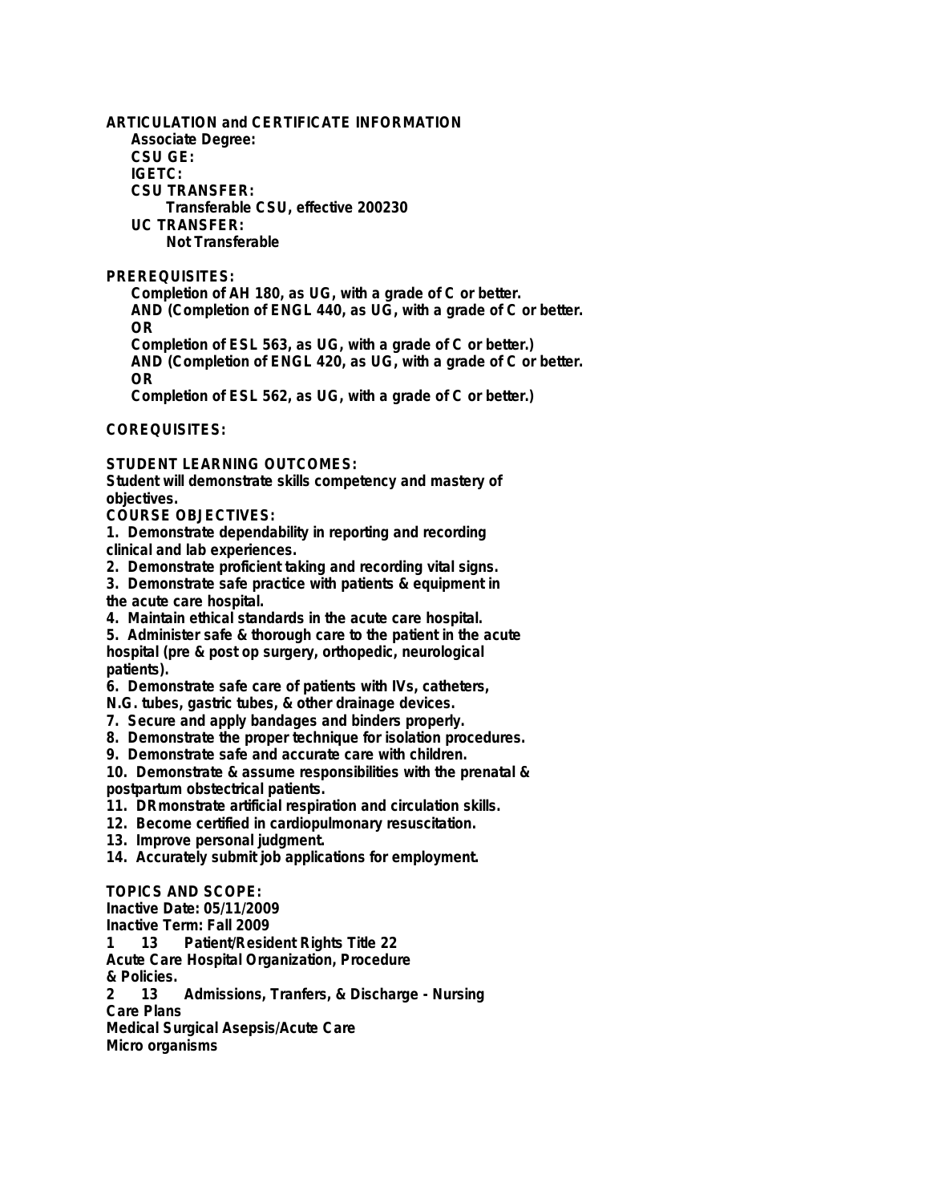**ARTICULATION and CERTIFICATE INFORMATION**

**Associate Degree:**

**CSU GE:**

**IGETC:**

**CSU TRANSFER:**

Transferable CSU, effective 200230

**UC TRANSFER:**

Not Transferable

**PREREQUISITES:**

Completion of AH 180, as UG, with a grade of C or better.
AND (Completion of ENGL 440, as UG, with a grade of C or better.
OR
Completion of ESL 563, as UG, with a grade of C or better.)
AND (Completion of ENGL 420, as UG, with a grade of C or better.
OR
Completion of ESL 562, as UG, with a grade of C or better.)

**COREQUISITES:**

**STUDENT LEARNING OUTCOMES:**

Student will demonstrate skills competency and mastery of objectives.

**COURSE OBJECTIVES:**

1. Demonstrate dependability in reporting and recording clinical and lab experiences.
2. Demonstrate proficient taking and recording vital signs.
3. Demonstrate safe practice with patients & equipment in the acute care hospital.
4. Maintain ethical standards in the acute care hospital.
5. Administer safe & thorough care to the patient in the acute hospital (pre & post op surgery, orthopedic, neurological patients).
6. Demonstrate safe care of patients with IVs, catheters, N.G. tubes, gastric tubes, & other drainage devices.
7. Secure and apply bandages and binders properly.
8. Demonstrate the proper technique for isolation procedures.
9. Demonstrate safe and accurate care with children.
10. Demonstrate & assume responsibilities with the prenatal & postpartum obstectrical patients.
11. DRmonstrate artificial respiration and circulation skills.
12. Become certified in cardiopulmonary resuscitation.
13. Improve personal judgment.
14. Accurately submit job applications for employment.

**TOPICS AND SCOPE:**

Inactive Date: 05/11/2009
Inactive Term: Fall 2009

1 13 Patient/Resident Rights Title 22
Acute Care Hospital Organization, Procedure & Policies.

2 13 Admissions, Tranfers, & Discharge - Nursing Care Plans
Medical Surgical Asepsis/Acute Care
Micro organisms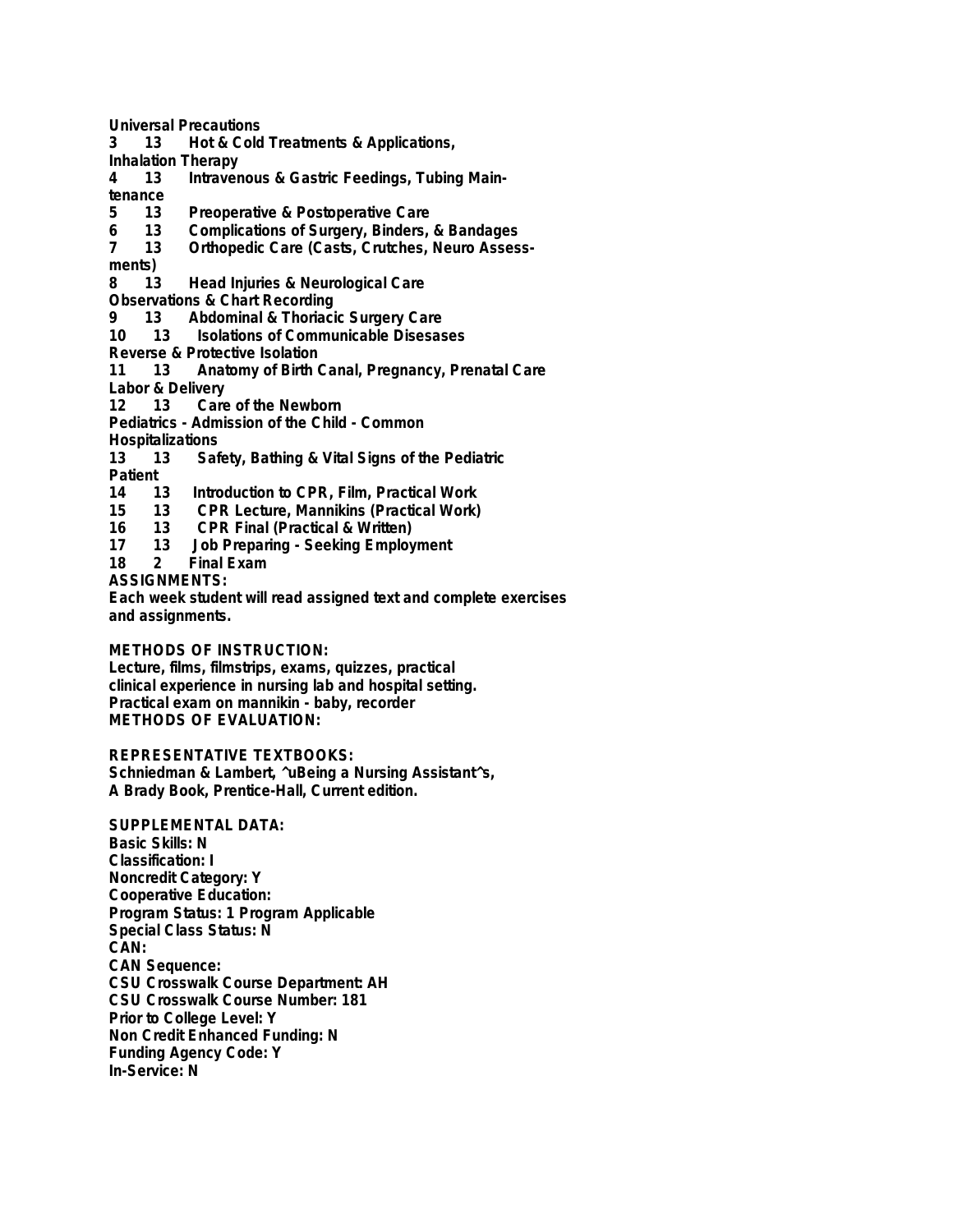**Universal Precautions**
**3 13 Hot & Cold Treatments & Applications,**
**Inhalation Therapy**
**4 13 Intravenous & Gastric Feedings, Tubing Maintenance**
**5 13 Preoperative & Postoperative Care**
**6 13 Complications of Surgery, Binders, & Bandages**
**7 13 Orthopedic Care (Casts, Crutches, Neuro Assessments)**
**8 13 Head Injuries & Neurological Care**
**Observations & Chart Recording**
**9 13 Abdominal & Thoriacic Surgery Care**
**10 13 Isolations of Communicable Disesases**
**Reverse & Protective Isolation**
**11 13 Anatomy of Birth Canal, Pregnancy, Prenatal Care**
**Labor & Delivery**
**12 13 Care of the Newborn**
**Pediatrics - Admission of the Child - Common Hospitalizations**
**13 13 Safety, Bathing & Vital Signs of the Pediatric Patient**
**14 13 Introduction to CPR, Film, Practical Work**
**15 13 CPR Lecture, Mannikins (Practical Work)**
**16 13 CPR Final (Practical & Written)**
**17 13 Job Preparing - Seeking Employment**
**18 2 Final Exam**

**ASSIGNMENTS:**
**Each week student will read assigned text and complete exercises and assignments.**

**METHODS OF INSTRUCTION:**
**Lecture, films, filmstrips, exams, quizzes, practical clinical experience in nursing lab and hospital setting.**
**Practical exam on mannikin - baby, recorder**

**METHODS OF EVALUATION:**

**REPRESENTATIVE TEXTBOOKS:**
**Schniedman & Lambert, ^uBeing a Nursing Assistant^s, A Brady Book, Prentice-Hall, Current edition.**

**SUPPLEMENTAL DATA:**
**Basic Skills: N**
**Classification: I**
**Noncredit Category: Y**
**Cooperative Education:**
**Program Status: 1 Program Applicable**
**Special Class Status: N**
**CAN:**
**CAN Sequence:**
**CSU Crosswalk Course Department: AH**
**CSU Crosswalk Course Number: 181**
**Prior to College Level: Y**
**Non Credit Enhanced Funding: N**
**Funding Agency Code: Y**
**In-Service: N**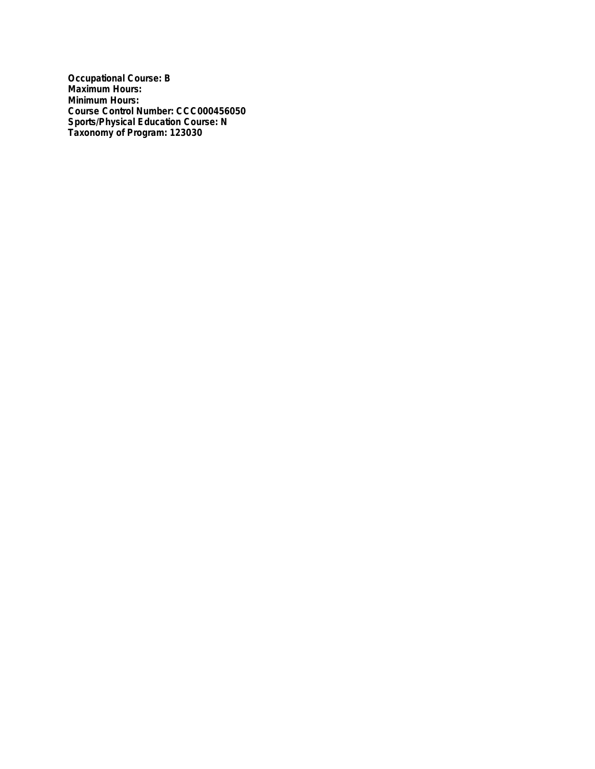**Occupational Course: B**
**Maximum Hours:**
**Minimum Hours:**
**Course Control Number: CCC000456050**
**Sports/Physical Education Course: N**
**Taxonomy of Program: 123030**